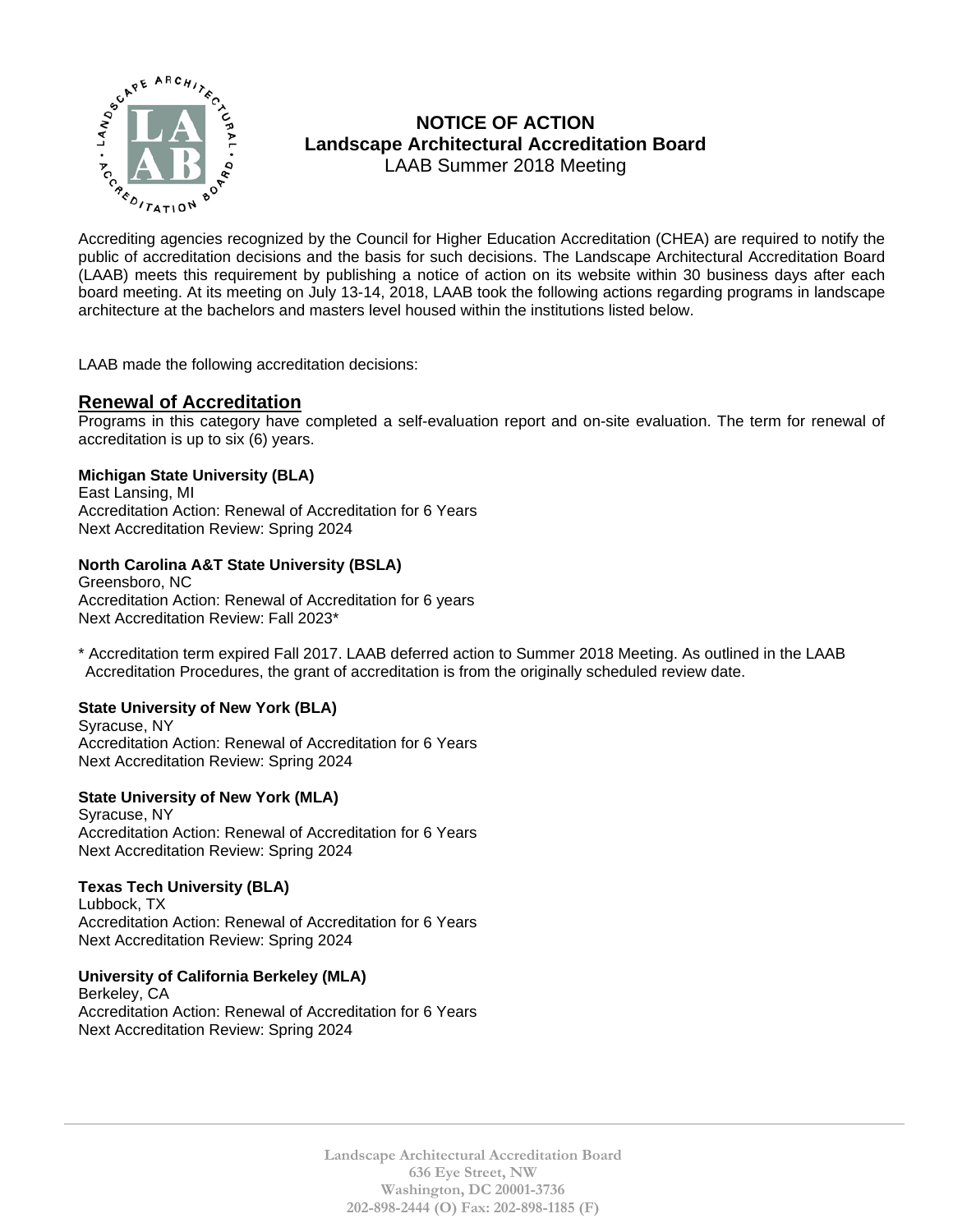# NOTICE OF ACTION
## Landscape Architectural Accreditation Board
LAAB Summer 2018 Meeting

Accrediting agencies recognized by the Council for Higher Education Accreditation (CHEA) are required to notify the public of accreditation decisions and the basis for such decisions. The Landscape Architectural Accreditation Board (LAAB) meets this requirement by publishing a notice of action on its website within 30 business days after each board meeting. At its meeting on July 13-14, 2018, LAAB took the following actions regarding programs in landscape architecture at the bachelors and masters level housed within the institutions listed below.

LAAB made the following accreditation decisions:

## Renewal of Accreditation

Programs in this category have completed a self-evaluation report and on-site evaluation. The term for renewal of accreditation is up to six (6) years.

**Michigan State University (BLA)**
East Lansing, MI
Accreditation Action: Renewal of Accreditation for 6 Years
Next Accreditation Review: Spring 2024

**North Carolina A&T State University (BSLA)**
Greensboro, NC
Accreditation Action: Renewal of Accreditation for 6 years
Next Accreditation Review: Fall 2023*

* Accreditation term expired Fall 2017. LAAB deferred action to Summer 2018 Meeting. As outlined in the LAAB Accreditation Procedures, the grant of accreditation is from the originally scheduled review date.

**State University of New York (BLA)**
Syracuse, NY
Accreditation Action: Renewal of Accreditation for 6 Years
Next Accreditation Review: Spring 2024

**State University of New York (MLA)**
Syracuse, NY
Accreditation Action: Renewal of Accreditation for 6 Years
Next Accreditation Review: Spring 2024

**Texas Tech University (BLA)**
Lubbock, TX
Accreditation Action: Renewal of Accreditation for 6 Years
Next Accreditation Review: Spring 2024

**University of California Berkeley (MLA)**
Berkeley, CA
Accreditation Action: Renewal of Accreditation for 6 Years
Next Accreditation Review: Spring 2024

Landscape Architectural Accreditation Board
636 Eye Street, NW
Washington, DC 20001-3736
202-898-2444 (O) Fax: 202-898-1185 (F)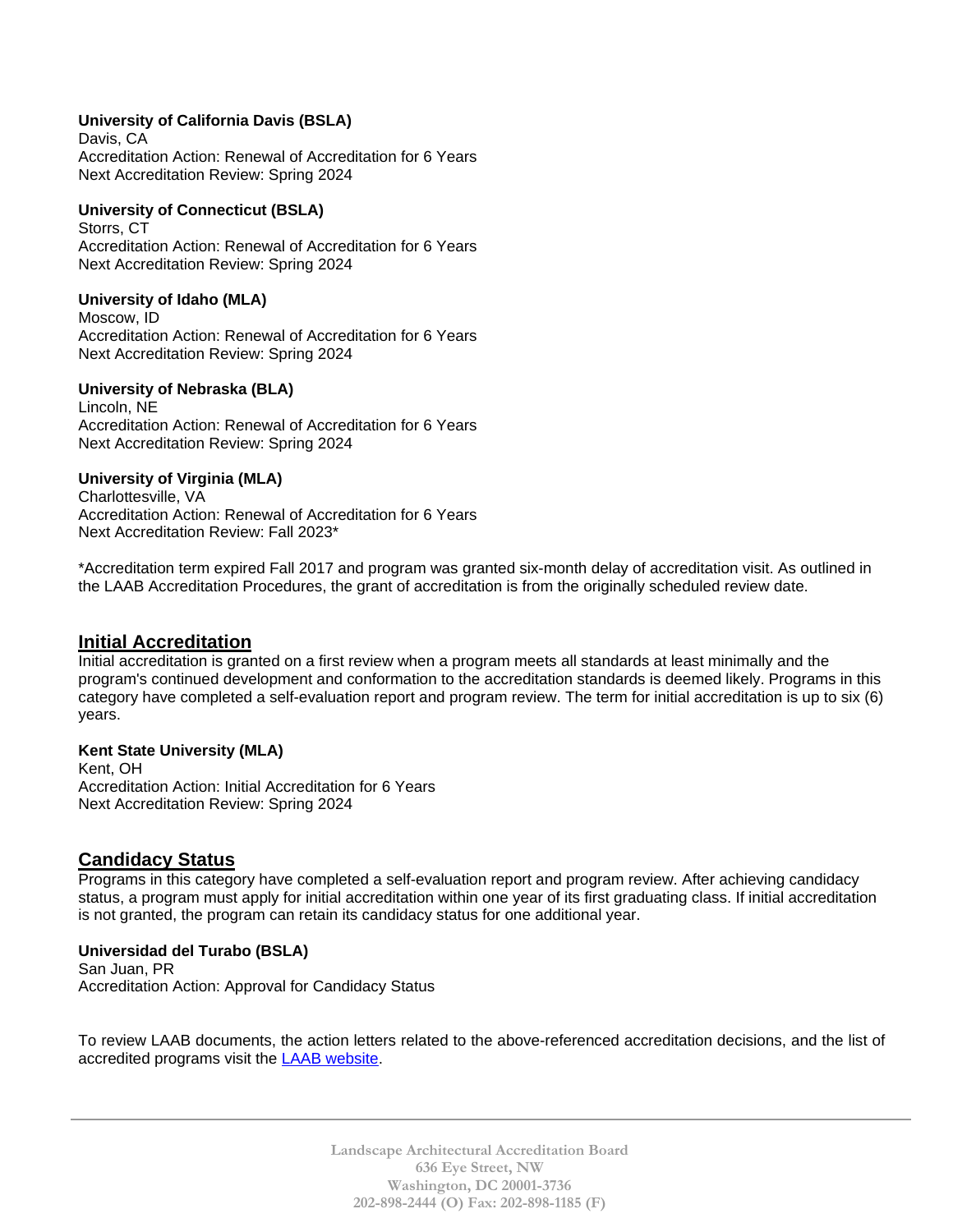**University of California Davis (BSLA)**
Davis, CA
Accreditation Action: Renewal of Accreditation for 6 Years
Next Accreditation Review: Spring 2024

**University of Connecticut (BSLA)**
Storrs, CT
Accreditation Action: Renewal of Accreditation for 6 Years
Next Accreditation Review: Spring 2024

**University of Idaho (MLA)**
Moscow, ID
Accreditation Action: Renewal of Accreditation for 6 Years
Next Accreditation Review: Spring 2024

**University of Nebraska (BLA)**
Lincoln, NE
Accreditation Action: Renewal of Accreditation for 6 Years
Next Accreditation Review: Spring 2024

**University of Virginia (MLA)**
Charlottesville, VA
Accreditation Action: Renewal of Accreditation for 6 Years
Next Accreditation Review: Fall 2023*

*Accreditation term expired Fall 2017 and program was granted six-month delay of accreditation visit. As outlined in the LAAB Accreditation Procedures, the grant of accreditation is from the originally scheduled review date.

## Initial Accreditation

Initial accreditation is granted on a first review when a program meets all standards at least minimally and the program's continued development and conformation to the accreditation standards is deemed likely. Programs in this category have completed a self-evaluation report and program review. The term for initial accreditation is up to six (6) years.

**Kent State University (MLA)**
Kent, OH
Accreditation Action: Initial Accreditation for 6 Years
Next Accreditation Review: Spring 2024

## Candidacy Status

Programs in this category have completed a self-evaluation report and program review. After achieving candidacy status, a program must apply for initial accreditation within one year of its first graduating class. If initial accreditation is not granted, the program can retain its candidacy status for one additional year.

**Universidad del Turabo (BSLA)**
San Juan, PR
Accreditation Action: Approval for Candidacy Status

To review LAAB documents, the action letters related to the above-referenced accreditation decisions, and the list of accredited programs visit the LAAB website.

Landscape Architectural Accreditation Board
636 Eye Street, NW
Washington, DC 20001-3736
202-898-2444 (O) Fax: 202-898-1185 (F)